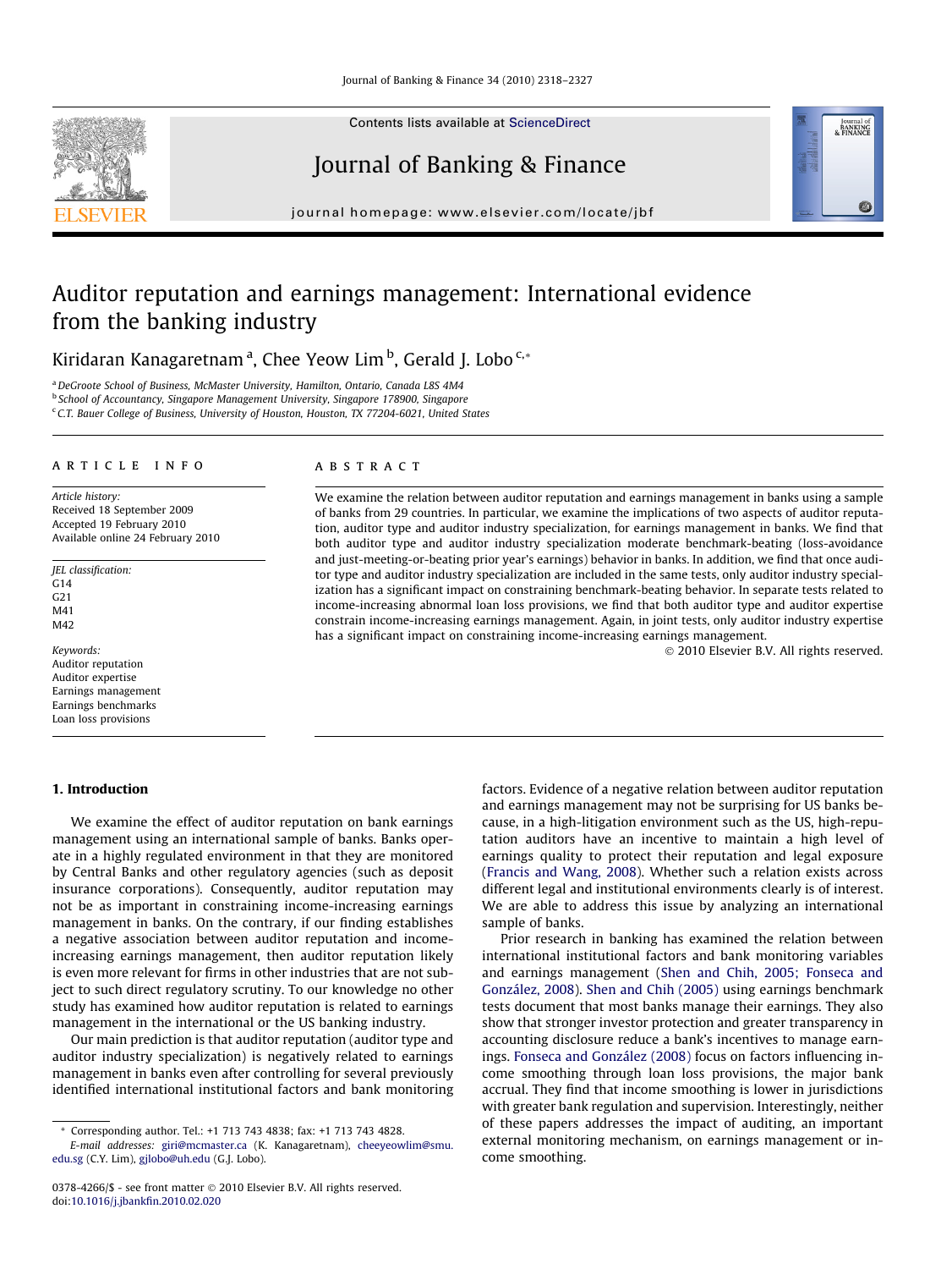# Auditor reputation and earnings management: International evidence from the banking industry

Kiridaran Kanagaretnam [a], Chee Yeow Lim [b], Gerald J. Lobo [c,*]

[a] DeGroote School of Business, McMaster University, Hamilton, Ontario, Canada L8S 4M4
[b] School of Accountancy, Singapore Management University, Singapore 178900, Singapore
[c] C.T. Bauer College of Business, University of Houston, Houston, TX 77204-6021, United States

## ARTICLE INFO

*Article history:*
Received 18 September 2009
Accepted 19 February 2010
Available online 24 February 2010

*JEL classification:*
G14
G21
M41
M42

*Keywords:*
Auditor reputation
Auditor expertise
Earnings management
Earnings benchmarks
Loan loss provisions

## ABSTRACT

We examine the relation between auditor reputation and earnings management in banks using a sample of banks from 29 countries. In particular, we examine the implications of two aspects of auditor reputation, auditor type and auditor industry specialization, for earnings management in banks. We find that both auditor type and auditor industry specialization moderate benchmark-beating (loss-avoidance and just-meeting-or-beating prior year's earnings) behavior in banks. In addition, we find that once auditor type and auditor industry specialization are included in the same tests, only auditor industry specialization has a significant impact on constraining benchmark-beating behavior. In separate tests related to income-increasing abnormal loan loss provisions, we find that both auditor type and auditor expertise constrain income-increasing earnings management. Again, in joint tests, only auditor industry expertise has a significant impact on constraining income-increasing earnings management.

© 2010 Elsevier B.V. All rights reserved.

## 1. Introduction

We examine the effect of auditor reputation on bank earnings management using an international sample of banks. Banks operate in a highly regulated environment in that they are monitored by Central Banks and other regulatory agencies (such as deposit insurance corporations). Consequently, auditor reputation may not be as important in constraining income-increasing earnings management in banks. On the contrary, if our finding establishes a negative association between auditor reputation and income-increasing earnings management, then auditor reputation likely is even more relevant for firms in other industries that are not subject to such direct regulatory scrutiny. To our knowledge no other study has examined how auditor reputation is related to earnings management in the international or the US banking industry.

Our main prediction is that auditor reputation (auditor type and auditor industry specialization) is negatively related to earnings management in banks even after controlling for several previously identified international institutional factors and bank monitoring factors. Evidence of a negative relation between auditor reputation and earnings management may not be surprising for US banks because, in a high-litigation environment such as the US, high-reputation auditors have an incentive to maintain a high level of earnings quality to protect their reputation and legal exposure (Francis and Wang, 2008). Whether such a relation exists across different legal and institutional environments clearly is of interest. We are able to address this issue by analyzing an international sample of banks.

Prior research in banking has examined the relation between international institutional factors and bank monitoring variables and earnings management (Shen and Chih, 2005; Fonseca and González, 2008). Shen and Chih (2005) using earnings benchmark tests document that most banks manage their earnings. They also show that stronger investor protection and greater transparency in accounting disclosure reduce a bank's incentives to manage earnings. Fonseca and González (2008) focus on factors influencing income smoothing through loan loss provisions, the major bank accrual. They find that income smoothing is lower in jurisdictions with greater bank regulation and supervision. Interestingly, neither of these papers addresses the impact of auditing, an important external monitoring mechanism, on earnings management or income smoothing.

* Corresponding author. Tel.: +1 713 743 4838; fax: +1 713 743 4828.
*E-mail addresses:* giri@mcmaster.ca (K. Kanagaretnam), cheeyeowlim@smu.edu.sg (C.Y. Lim), gjlobo@uh.edu (G.J. Lobo).

0378-4266/$ - see front matter © 2010 Elsevier B.V. All rights reserved.
doi:10.1016/j.jbankfin.2010.02.020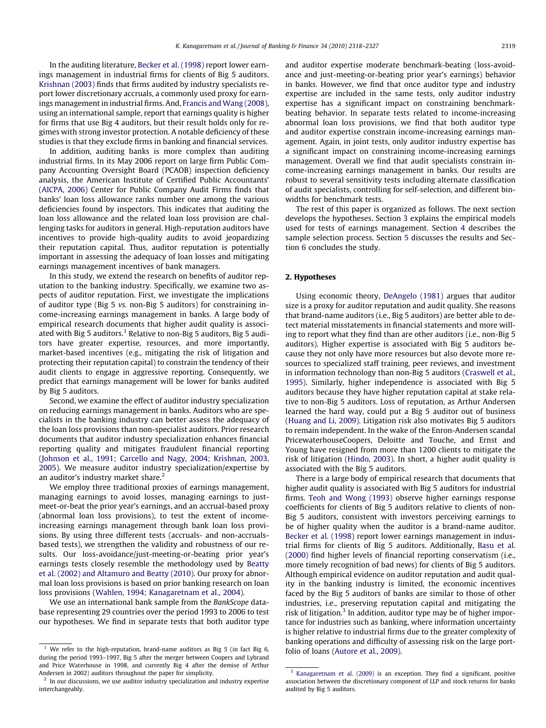In the auditing literature, Becker et al. (1998) report lower earnings management in industrial firms for clients of Big 5 auditors. Krishnan (2003) finds that firms audited by industry specialists report lower discretionary accruals, a commonly used proxy for earnings management in industrial firms. And, Francis and Wang (2008), using an international sample, report that earnings quality is higher for firms that use Big 4 auditors, but their result holds only for regimes with strong investor protection. A notable deficiency of these studies is that they exclude firms in banking and financial services.

In addition, auditing banks is more complex than auditing industrial firms. In its May 2006 report on large firm Public Company Accounting Oversight Board (PCAOB) inspection deficiency analysis, the American Institute of Certified Public Accountants' (AICPA, 2006) Center for Public Company Audit Firms finds that banks' loan loss allowance ranks number one among the various deficiencies found by inspectors. This indicates that auditing the loan loss allowance and the related loan loss provision are challenging tasks for auditors in general. High-reputation auditors have incentives to provide high-quality audits to avoid jeopardizing their reputation capital. Thus, auditor reputation is potentially important in assessing the adequacy of loan losses and mitigating earnings management incentives of bank managers.

In this study, we extend the research on benefits of auditor reputation to the banking industry. Specifically, we examine two aspects of auditor reputation. First, we investigate the implications of auditor type (Big 5 *vs.* non-Big 5 auditors) for constraining income-increasing earnings management in banks. A large body of empirical research documents that higher audit quality is associated with Big 5 auditors.[1] Relative to non-Big 5 auditors, Big 5 auditors have greater expertise, resources, and more importantly, market-based incentives (e.g., mitigating the risk of litigation and protecting their reputation capital) to constrain the tendency of their audit clients to engage in aggressive reporting. Consequently, we predict that earnings management will be lower for banks audited by Big 5 auditors.

Second, we examine the effect of auditor industry specialization on reducing earnings management in banks. Auditors who are specialists in the banking industry can better assess the adequacy of the loan loss provisions than non-specialist auditors. Prior research documents that auditor industry specialization enhances financial reporting quality and mitigates fraudulent financial reporting (Johnson et al., 1991; Carcello and Nagy, 2004; Krishnan, 2003, 2005). We measure auditor industry specialization/expertise by an auditor's industry market share.[2]

We employ three traditional proxies of earnings management, managing earnings to avoid losses, managing earnings to just-meet-or-beat the prior year's earnings, and an accrual-based proxy (abnormal loan loss provisions), to test the extent of income-increasing earnings management through bank loan loss provisions. By using three different tests (accruals- and non-accruals-based tests), we strengthen the validity and robustness of our results. Our loss-avoidance/just-meeting-or-beating prior year's earnings tests closely resemble the methodology used by Beatty et al. (2002) and Altamuro and Beatty (2010). Our proxy for abnormal loan loss provisions is based on prior banking research on loan loss provisions (Wahlen, 1994; Kanagaretnam et al., 2004).

We use an international bank sample from the *BankScope* database representing 29 countries over the period 1993 to 2006 to test our hypotheses. We find in separate tests that both auditor type and auditor expertise moderate benchmark-beating (loss-avoidance and just-meeting-or-beating prior year's earnings) behavior in banks. However, we find that once auditor type and industry expertise are included in the same tests, only auditor industry expertise has a significant impact on constraining benchmark-beating behavior. In separate tests related to income-increasing abnormal loan loss provisions, we find that both auditor type and auditor expertise constrain income-increasing earnings management. Again, in joint tests, only auditor industry expertise has a significant impact on constraining income-increasing earnings management. Overall we find that audit specialists constrain income-increasing earnings management in banks. Our results are robust to several sensitivity tests including alternate classification of audit specialists, controlling for self-selection, and different bin-widths for benchmark tests.

The rest of this paper is organized as follows. The next section develops the hypotheses. Section 3 explains the empirical models used for tests of earnings management. Section 4 describes the sample selection process. Section 5 discusses the results and Section 6 concludes the study.

## 2. Hypotheses

Using economic theory, DeAngelo (1981) argues that auditor size is a proxy for auditor reputation and audit quality. She reasons that brand-name auditors (i.e., Big 5 auditors) are better able to detect material misstatements in financial statements and more willing to report what they find than are other auditors (i.e., non-Big 5 auditors). Higher expertise is associated with Big 5 auditors because they not only have more resources but also devote more resources to specialized staff training, peer reviews, and investment in information technology than non-Big 5 auditors (Craswell et al., 1995). Similarly, higher independence is associated with Big 5 auditors because they have higher reputation capital at stake relative to non-Big 5 auditors. Loss of reputation, as Arthur Andersen learned the hard way, could put a Big 5 auditor out of business (Huang and Li, 2009). Litigation risk also motivates Big 5 auditors to remain independent. In the wake of the Enron-Andersen scandal PricewaterhouseCoopers, Deloitte and Touche, and Ernst and Young have resigned from more than 1200 clients to mitigate the risk of litigation (Hindo, 2003). In short, a higher audit quality is associated with the Big 5 auditors.

There is a large body of empirical research that documents that higher audit quality is associated with Big 5 auditors for industrial firms. Teoh and Wong (1993) observe higher earnings response coefficients for clients of Big 5 auditors relative to clients of non-Big 5 auditors, consistent with investors perceiving earnings to be of higher quality when the auditor is a brand-name auditor. Becker et al. (1998) report lower earnings management in industrial firms for clients of Big 5 auditors. Additionally, Basu et al. (2000) find higher levels of financial reporting conservatism (i.e., more timely recognition of bad news) for clients of Big 5 auditors. Although empirical evidence on auditor reputation and audit quality in the banking industry is limited, the economic incentives faced by the Big 5 auditors of banks are similar to those of other industries, i.e., preserving reputation capital and mitigating the risk of litigation.[3] In addition, auditor type may be of higher importance for industries such as banking, where information uncertainty is higher relative to industrial firms due to the greater complexity of banking operations and difficulty of assessing risk on the large portfolio of loans (Autore et al., 2009).

---

[1] We refer to the high-reputation, brand-name auditors as Big 5 (in fact Big 6, during the period 1993–1997, Big 5 after the merger between Coopers and Lybrand and Price Waterhouse in 1998, and currently Big 4 after the demise of Arthur Andersen in 2002) auditors throughout the paper for simplicity.

[2] In our discussions, we use auditor industry specialization and industry expertise interchangeably.

[3] Kanagaretnam et al. (2009) is an exception. They find a significant, positive association between the discretionary component of LLP and stock returns for banks audited by Big 5 auditors.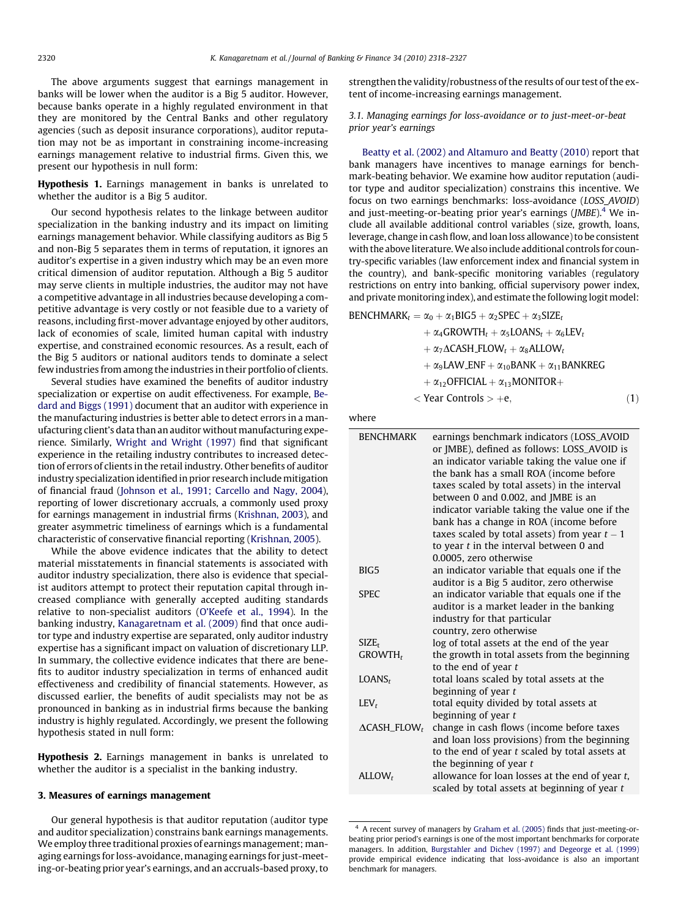The above arguments suggest that earnings management in banks will be lower when the auditor is a Big 5 auditor. However, because banks operate in a highly regulated environment in that they are monitored by the Central Banks and other regulatory agencies (such as deposit insurance corporations), auditor reputation may not be as important in constraining income-increasing earnings management relative to industrial firms. Given this, we present our hypothesis in null form:

**Hypothesis 1.** Earnings management in banks is unrelated to whether the auditor is a Big 5 auditor.

Our second hypothesis relates to the linkage between auditor specialization in the banking industry and its impact on limiting earnings management behavior. While classifying auditors as Big 5 and non-Big 5 separates them in terms of reputation, it ignores an auditor's expertise in a given industry which may be an even more critical dimension of auditor reputation. Although a Big 5 auditor may serve clients in multiple industries, the auditor may not have a competitive advantage in all industries because developing a competitive advantage is very costly or not feasible due to a variety of reasons, including first-mover advantage enjoyed by other auditors, lack of economies of scale, limited human capital with industry expertise, and constrained economic resources. As a result, each of the Big 5 auditors or national auditors tends to dominate a select few industries from among the industries in their portfolio of clients.

Several studies have examined the benefits of auditor industry specialization or expertise on audit effectiveness. For example, Bedard and Biggs (1991) document that an auditor with experience in the manufacturing industries is better able to detect errors in a manufacturing client's data than an auditor without manufacturing experience. Similarly, Wright and Wright (1997) find that significant experience in the retailing industry contributes to increased detection of errors of clients in the retail industry. Other benefits of auditor industry specialization identified in prior research include mitigation of financial fraud (Johnson et al., 1991; Carcello and Nagy, 2004), reporting of lower discretionary accruals, a commonly used proxy for earnings management in industrial firms (Krishnan, 2003), and greater asymmetric timeliness of earnings which is a fundamental characteristic of conservative financial reporting (Krishnan, 2005).

While the above evidence indicates that the ability to detect material misstatements in financial statements is associated with auditor industry specialization, there also is evidence that specialist auditors attempt to protect their reputation capital through increased compliance with generally accepted auditing standards relative to non-specialist auditors (O'Keefe et al., 1994). In the banking industry, Kanagaretnam et al. (2009) find that once auditor type and industry expertise are separated, only auditor industry expertise has a significant impact on valuation of discretionary LLP. In summary, the collective evidence indicates that there are benefits to auditor industry specialization in terms of enhanced audit effectiveness and credibility of financial statements. However, as discussed earlier, the benefits of audit specialists may not be as pronounced in banking as in industrial firms because the banking industry is highly regulated. Accordingly, we present the following hypothesis stated in null form:

**Hypothesis 2.** Earnings management in banks is unrelated to whether the auditor is a specialist in the banking industry.

## 3. Measures of earnings management

Our general hypothesis is that auditor reputation (auditor type and auditor specialization) constrains bank earnings managements. We employ three traditional proxies of earnings management; managing earnings for loss-avoidance, managing earnings for just-meeting-or-beating prior year's earnings, and an accruals-based proxy, to strengthen the validity/robustness of the results of our test of the extent of income-increasing earnings management.

### 3.1. Managing earnings for loss-avoidance or to just-meet-or-beat prior year's earnings

Beatty et al. (2002) and Altamuro and Beatty (2010) report that bank managers have incentives to manage earnings for benchmark-beating behavior. We examine how auditor reputation (auditor type and auditor specialization) constrains this incentive. We focus on two earnings benchmarks: loss-avoidance (*LOSS_AVOID*) and just-meeting-or-beating prior year's earnings (*JMBE*).[4] We include all available additional control variables (size, growth, loans, leverage, change in cash flow, and loan loss allowance) to be consistent with the above literature. We also include additional controls for country-specific variables (law enforcement index and financial system in the country), and bank-specific monitoring variables (regulatory restrictions on entry into banking, official supervisory power index, and private monitoring index), and estimate the following logit model:

$$
\begin{aligned}
\text{BENCHMARK}_t = {} & \alpha_0 + \alpha_1\text{BIG5} + \alpha_2\text{SPEC} + \alpha_3\text{SIZE}_t \\
& + \alpha_4\text{GROWTH}_t + \alpha_5\text{LOANS}_t + \alpha_6\text{LEV}_t \\
& + \alpha_7\Delta\text{CASH\_FLOW}_t + \alpha_8\text{ALLOW}_t \\
& + \alpha_9\text{LAW\_ENF} + \alpha_{10}\text{BANK} + \alpha_{11}\text{BANKREG} \\
& + \alpha_{12}\text{OFFICIAL} + \alpha_{13}\text{MONITOR} + \\
& < \text{Year Controls} > + e, \qquad (1)
\end{aligned}
$$

where

| | |
|---|---|
| BENCHMARK | earnings benchmark indicators (LOSS_AVOID or JMBE), defined as follows: LOSS_AVOID is an indicator variable taking the value one if the bank has a small ROA (income before taxes scaled by total assets) in the interval between 0 and 0.002, and JMBE is an indicator variable taking the value one if the bank has a change in ROA (income before taxes scaled by total assets) from year $t-1$ to year $t$ in the interval between 0 and 0.0005, zero otherwise |
| BIG5 | an indicator variable that equals one if the auditor is a Big 5 auditor, zero otherwise |
| SPEC | an indicator variable that equals one if the auditor is a market leader in the banking industry for that particular country, zero otherwise |
| $\text{SIZE}_t$ | log of total assets at the end of the year |
| $\text{GROWTH}_t$ | the growth in total assets from the beginning to the end of year $t$ |
| $\text{LOANS}_t$ | total loans scaled by total assets at the beginning of year $t$ |
| $\text{LEV}_t$ | total equity divided by total assets at beginning of year $t$ |
| $\Delta\text{CASH\_FLOW}_t$ | change in cash flows (income before taxes and loan loss provisions) from the beginning to the end of year $t$ scaled by total assets at the beginning of year $t$ |
| $\text{ALLOW}_t$ | allowance for loan losses at the end of year $t$, scaled by total assets at beginning of year $t$ |

[4] A recent survey of managers by Graham et al. (2005) finds that just-meeting-or-beating prior period's earnings is one of the most important benchmarks for corporate managers. In addition, Burgstahler and Dichev (1997) and Degeorge et al. (1999) provide empirical evidence indicating that loss-avoidance is also an important benchmark for managers.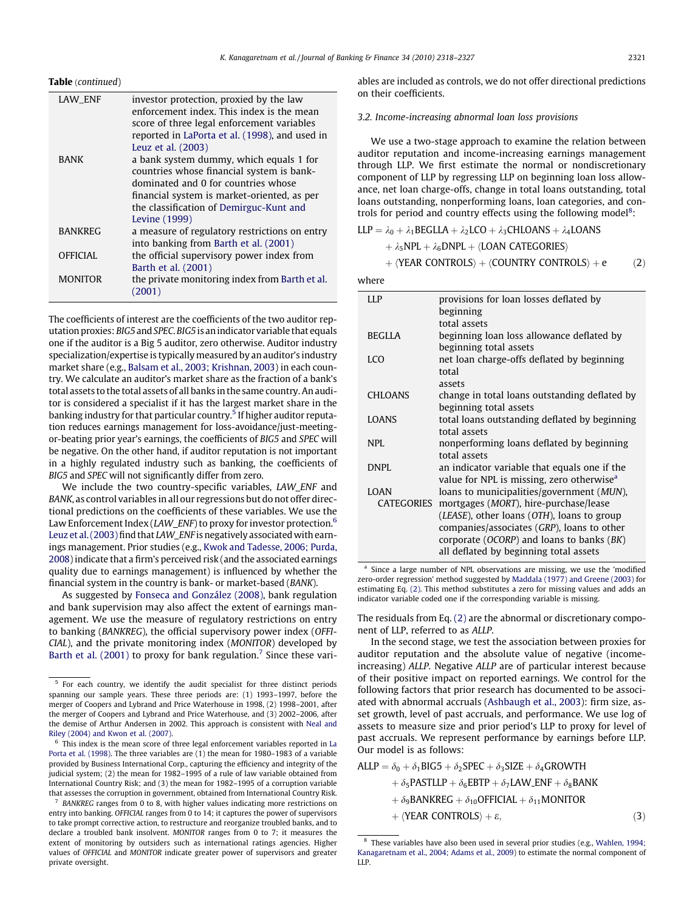**Table** (*continued*)

| | |
|---|---|
| LAW_ENF | investor protection, proxied by the law enforcement index. This index is the mean score of three legal enforcement variables reported in LaPorta et al. (1998), and used in Leuz et al. (2003) |
| BANK | a bank system dummy, which equals 1 for countries whose financial system is bank-dominated and 0 for countries whose financial system is market-oriented, as per the classification of Demirguc-Kunt and Levine (1999) |
| BANKREG | a measure of regulatory restrictions on entry into banking from Barth et al. (2001) |
| OFFICIAL | the official supervisory power index from Barth et al. (2001) |
| MONITOR | the private monitoring index from Barth et al. (2001) |

The coefficients of interest are the coefficients of the two auditor reputation proxies: *BIG5* and *SPEC*. *BIG5* is an indicator variable that equals one if the auditor is a Big 5 auditor, zero otherwise. Auditor industry specialization/expertise is typically measured by an auditor's industry market share (e.g., Balsam et al., 2003; Krishnan, 2003) in each country. We calculate an auditor's market share as the fraction of a bank's total assets to the total assets of all banks in the same country. An auditor is considered a specialist if it has the largest market share in the banking industry for that particular country.[5] If higher auditor reputation reduces earnings management for loss-avoidance/just-meeting-or-beating prior year's earnings, the coefficients of *BIG5* and *SPEC* will be negative. On the other hand, if auditor reputation is not important in a highly regulated industry such as banking, the coefficients of *BIG5* and *SPEC* will not significantly differ from zero.

We include the two country-specific variables, *LAW_ENF* and *BANK*, as control variables in all our regressions but do not offer directional predictions on the coefficients of these variables. We use the Law Enforcement Index (*LAW_ENF*) to proxy for investor protection.[6] Leuz et al. (2003) find that *LAW_ENF* is negatively associated with earnings management. Prior studies (e.g., Kwok and Tadesse, 2006; Purda, 2008) indicate that a firm's perceived risk (and the associated earnings quality due to earnings management) is influenced by whether the financial system in the country is bank- or market-based (*BANK*).

As suggested by Fonseca and González (2008), bank regulation and bank supervision may also affect the extent of earnings management. We use the measure of regulatory restrictions on entry to banking (*BANKREG*), the official supervisory power index (*OFFICIAL*), and the private monitoring index (*MONITOR*) developed by Barth et al. (2001) to proxy for bank regulation.[7] Since these variables are included as controls, we do not offer directional predictions on their coefficients.

### 3.2. Income-increasing abnormal loan loss provisions

We use a two-stage approach to examine the relation between auditor reputation and income-increasing earnings management through LLP. We first estimate the normal or nondiscretionary component of LLP by regressing LLP on beginning loan loss allowance, net loan charge-offs, change in total loans outstanding, total loans outstanding, nonperforming loans, loan categories, and controls for period and country effects using the following model[8]:

$$\begin{aligned} LLP = {} & \lambda_0 + \lambda_1 BEGLLA + \lambda_2 LCO + \lambda_3 CHLOANS + \lambda_4 LOANS \\ & + \lambda_5 NPL + \lambda_6 DNPL + \langle LOAN\ CATEGORIES \rangle \\ & + \langle YEAR\ CONTROLS \rangle + \langle COUNTRY\ CONTROLS \rangle + e \end{aligned} \tag{2}$$

where

| | |
|---|---|
| LLP | provisions for loan losses deflated by beginning total assets |
| BEGLLA | beginning loan loss allowance deflated by beginning total assets |
| LCO | net loan charge-offs deflated by beginning total assets |
| CHLOANS | change in total loans outstanding deflated by beginning total assets |
| LOANS | total loans outstanding deflated by beginning total assets |
| NPL | nonperforming loans deflated by beginning total assets |
| DNPL | an indicator variable that equals one if the value for NPL is missing, zero otherwise[a] |
| LOAN CATEGORIES | loans to municipalities/government (*MUN*), mortgages (*MORT*), hire-purchase/lease (*LEASE*), other loans (*OTH*), loans to group companies/associates (*GRP*), loans to other corporate (*OCORP*) and loans to banks (*BK*) all deflated by beginning total assets |

[a] Since a large number of NPL observations are missing, we use the 'modified zero-order regression' method suggested by Maddala (1977) and Greene (2003) for estimating Eq. (2). This method substitutes a zero for missing values and adds an indicator variable coded one if the corresponding variable is missing.

The residuals from Eq. (2) are the abnormal or discretionary component of LLP, referred to as *ALLP*.

In the second stage, we test the association between proxies for auditor reputation and the absolute value of negative (income-increasing) *ALLP*. Negative *ALLP* are of particular interest because of their positive impact on reported earnings. We control for the following factors that prior research has documented to be associated with abnormal accruals (Ashbaugh et al., 2003): firm size, asset growth, level of past accruals, and performance. We use log of assets to measure size and prior period's LLP to proxy for level of past accruals. We represent performance by earnings before LLP. Our model is as follows:

$$\begin{aligned} ALLP = {} & \delta_0 + \delta_1 BIG5 + \delta_2 SPEC + \delta_3 SIZE + \delta_4 GROWTH \\ & + \delta_5 PASTLLP + \delta_6 EBTP + \delta_7 LAW\_ENF + \delta_8 BANK \\ & + \delta_9 BANKREG + \delta_{10} OFFICIAL + \delta_{11} MONITOR \\ & + \langle YEAR\ CONTROLS \rangle + \varepsilon, \end{aligned} \tag{3}$$

---

[5] For each country, we identify the audit specialist for three distinct periods spanning our sample years. These three periods are: (1) 1993–1997, before the merger of Coopers and Lybrand and Price Waterhouse in 1998, (2) 1998–2001, after the merger of Coopers and Lybrand and Price Waterhouse, and (3) 2002–2006, after the demise of Arthur Andersen in 2002. This approach is consistent with Neal and Riley (2004) and Kwon et al. (2007).

[6] This index is the mean score of three legal enforcement variables reported in La Porta et al. (1998). The three variables are (1) the mean for 1980–1983 of a variable provided by Business International Corp., capturing the efficiency and integrity of the judicial system; (2) the mean for 1982–1995 of a rule of law variable obtained from International Country Risk; and (3) the mean for 1982–1995 of a corruption variable that assesses the corruption in government, obtained from International Country Risk.

[7] *BANKREG* ranges from 0 to 8, with higher values indicating more restrictions on entry into banking. *OFFICIAL* ranges from 0 to 14; it captures the power of supervisors to take prompt corrective action, to restructure and reorganize troubled banks, and to declare a troubled bank insolvent. *MONITOR* ranges from 0 to 7; it measures the extent of monitoring by outsiders such as international ratings agencies. Higher values of *OFFICIAL* and *MONITOR* indicate greater power of supervisors and greater private oversight.

[8] These variables have also been used in several prior studies (e.g., Wahlen, 1994; Kanagaretnam et al., 2004; Adams et al., 2009) to estimate the normal component of LLP.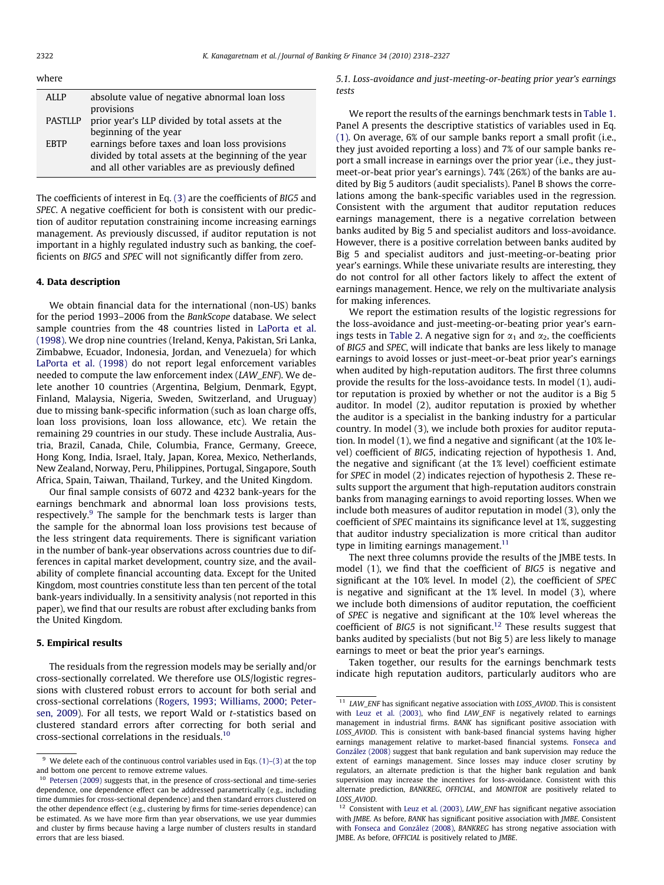where

| | |
|---|---|
| ALLP | absolute value of negative abnormal loan loss provisions |
| PASTLLP | prior year's LLP divided by total assets at the beginning of the year |
| EBTP | earnings before taxes and loan loss provisions divided by total assets at the beginning of the year and all other variables are as previously defined |

The coefficients of interest in Eq. (3) are the coefficients of *BIG5* and *SPEC*. A negative coefficient for both is consistent with our prediction of auditor reputation constraining income increasing earnings management. As previously discussed, if auditor reputation is not important in a highly regulated industry such as banking, the coefficients on *BIG5* and *SPEC* will not significantly differ from zero.

## 4. Data description

We obtain financial data for the international (non-US) banks for the period 1993–2006 from the *BankScope* database. We select sample countries from the 48 countries listed in LaPorta et al. (1998). We drop nine countries (Ireland, Kenya, Pakistan, Sri Lanka, Zimbabwe, Ecuador, Indonesia, Jordan, and Venezuela) for which LaPorta et al. (1998) do not report legal enforcement variables needed to compute the law enforcement index (*LAW_ENF*). We delete another 10 countries (Argentina, Belgium, Denmark, Egypt, Finland, Malaysia, Nigeria, Sweden, Switzerland, and Uruguay) due to missing bank-specific information (such as loan charge offs, loan loss provisions, loan loss allowance, etc). We retain the remaining 29 countries in our study. These include Australia, Austria, Brazil, Canada, Chile, Columbia, France, Germany, Greece, Hong Kong, India, Israel, Italy, Japan, Korea, Mexico, Netherlands, New Zealand, Norway, Peru, Philippines, Portugal, Singapore, South Africa, Spain, Taiwan, Thailand, Turkey, and the United Kingdom.

Our final sample consists of 6072 and 4232 bank-years for the earnings benchmark and abnormal loan loss provisions tests, respectively.[9] The sample for the benchmark tests is larger than the sample for the abnormal loan loss provisions test because of the less stringent data requirements. There is significant variation in the number of bank-year observations across countries due to differences in capital market development, country size, and the availability of complete financial accounting data. Except for the United Kingdom, most countries constitute less than ten percent of the total bank-years individually. In a sensitivity analysis (not reported in this paper), we find that our results are robust after excluding banks from the United Kingdom.

## 5. Empirical results

The residuals from the regression models may be serially and/or cross-sectionally correlated. We therefore use OLS/logistic regressions with clustered robust errors to account for both serial and cross-sectional correlations (Rogers, 1993; Williams, 2000; Petersen, 2009). For all tests, we report Wald or *t*-statistics based on clustered standard errors after correcting for both serial and cross-sectional correlations in the residuals.[10]

### 5.1. Loss-avoidance and just-meeting-or-beating prior year's earnings tests

We report the results of the earnings benchmark tests in Table 1. Panel A presents the descriptive statistics of variables used in Eq. (1). On average, 6% of our sample banks report a small profit (i.e., they just avoided reporting a loss) and 7% of our sample banks report a small increase in earnings over the prior year (i.e., they just-meet-or-beat prior year's earnings). 74% (26%) of the banks are audited by Big 5 auditors (audit specialists). Panel B shows the correlations among the bank-specific variables used in the regression. Consistent with the argument that auditor reputation reduces earnings management, there is a negative correlation between banks audited by Big 5 and specialist auditors and loss-avoidance. However, there is a positive correlation between banks audited by Big 5 and specialist auditors and just-meeting-or-beating prior year's earnings. While these univariate results are interesting, they do not control for all other factors likely to affect the extent of earnings management. Hence, we rely on the multivariate analysis for making inferences.

We report the estimation results of the logistic regressions for the loss-avoidance and just-meeting-or-beating prior year's earnings tests in Table 2. A negative sign for $\alpha_1$ and $\alpha_2$, the coefficients of *BIG5* and *SPEC*, will indicate that banks are less likely to manage earnings to avoid losses or just-meet-or-beat prior year's earnings when audited by high-reputation auditors. The first three columns provide the results for the loss-avoidance tests. In model (1), auditor reputation is proxied by whether or not the auditor is a Big 5 auditor. In model (2), auditor reputation is proxied by whether the auditor is a specialist in the banking industry for a particular country. In model (3), we include both proxies for auditor reputation. In model (1), we find a negative and significant (at the 10% level) coefficient of *BIG5*, indicating rejection of hypothesis 1. And, the negative and significant (at the 1% level) coefficient estimate for *SPEC* in model (2) indicates rejection of hypothesis 2. These results support the argument that high-reputation auditors constrain banks from managing earnings to avoid reporting losses. When we include both measures of auditor reputation in model (3), only the coefficient of *SPEC* maintains its significance level at 1%, suggesting that auditor industry specialization is more critical than auditor type in limiting earnings management.[11]

The next three columns provide the results of the JMBE tests. In model (1), we find that the coefficient of *BIG5* is negative and significant at the 10% level. In model (2), the coefficient of *SPEC* is negative and significant at the 1% level. In model (3), where we include both dimensions of auditor reputation, the coefficient of *SPEC* is negative and significant at the 10% level whereas the coefficient of *BIG5* is not significant.[12] These results suggest that banks audited by specialists (but not Big 5) are less likely to manage earnings to meet or beat the prior year's earnings.

Taken together, our results for the earnings benchmark tests indicate high reputation auditors, particularly auditors who are

---

[9] We delete each of the continuous control variables used in Eqs. (1)–(3) at the top and bottom one percent to remove extreme values.

[10] Petersen (2009) suggests that, in the presence of cross-sectional and time-series dependence, one dependence effect can be addressed parametrically (e.g., including time dummies for cross-sectional dependence) and then standard errors clustered on the other dependence effect (e.g., clustering by firms for time-series dependence) can be estimated. As we have more firm than year observations, we use year dummies and cluster by firms because having a large number of clusters results in standard errors that are less biased.

[11] *LAW_ENF* has significant negative association with *LOSS_AVIOD*. This is consistent with Leuz et al. (2003), who find *LAW_ENF* is negatively related to earnings management in industrial firms. *BANK* has significant positive association with *LOSS_AVIOD*. This is consistent with bank-based financial systems having higher earnings management relative to market-based financial systems. Fonseca and González (2008) suggest that bank regulation and bank supervision may reduce the extent of earnings management. Since losses may induce closer scrutiny by regulators, an alternate prediction is that the higher bank regulation and bank supervision may increase the incentives for loss-avoidance. Consistent with this alternate prediction, *BANKREG*, *OFFICIAL*, and *MONITOR* are positively related to *LOSS_AVIOD*.

[12] Consistent with Leuz et al. (2003), *LAW_ENF* has significant negative association with *JMBE*. As before, *BANK* has significant positive association with *JMBE*. Consistent with Fonseca and González (2008), *BANKREG* has strong negative association with JMBE. As before, *OFFICIAL* is positively related to *JMBE*.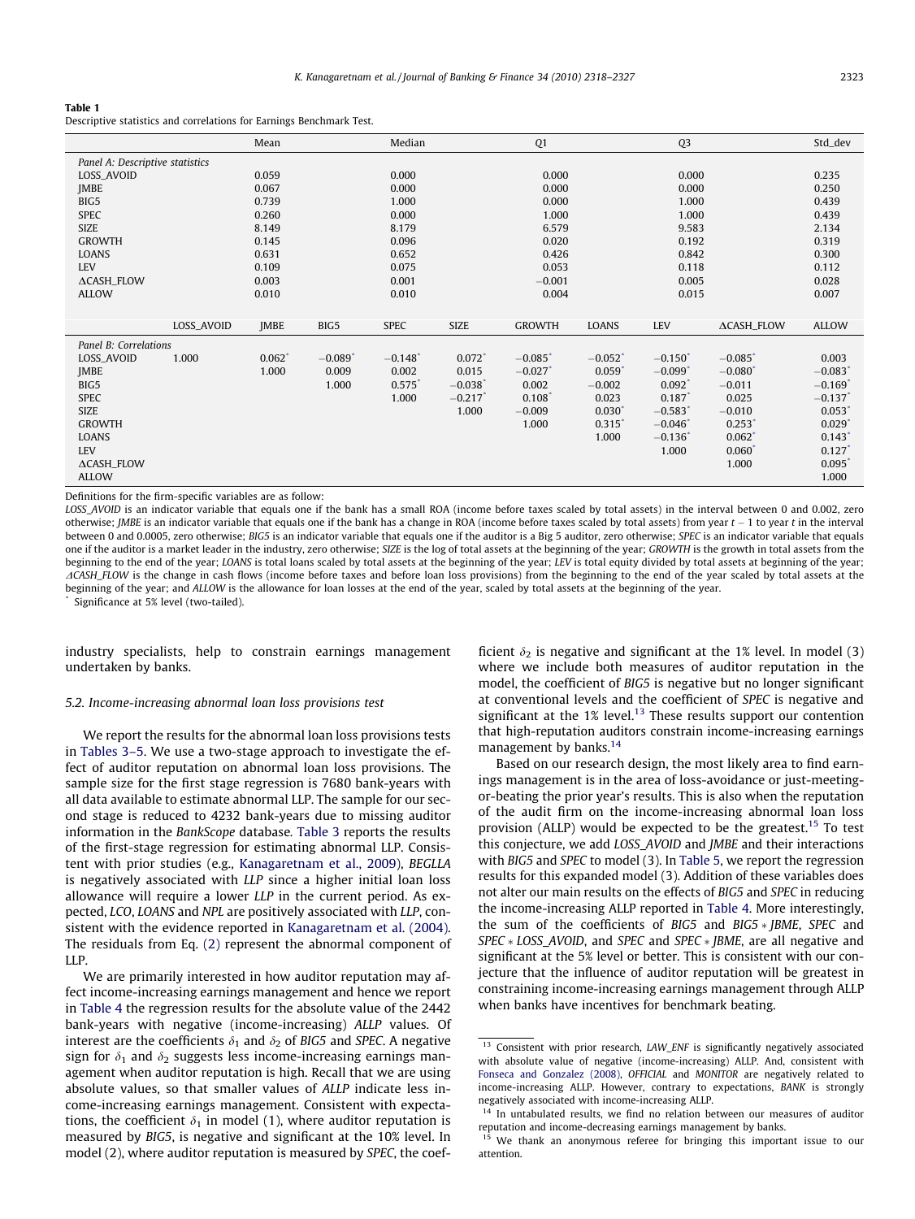**Table 1**
Descriptive statistics and correlations for Earnings Benchmark Test.

| | Mean | Median | Q1 | Q3 | Std_dev |
|---|---|---|---|---|---|
| *Panel A: Descriptive statistics* | | | | | |
| LOSS_AVOID | 0.059 | 0.000 | 0.000 | 0.000 | 0.235 |
| JMBE | 0.067 | 0.000 | 0.000 | 0.000 | 0.250 |
| BIG5 | 0.739 | 1.000 | 0.000 | 1.000 | 0.439 |
| SPEC | 0.260 | 0.000 | 1.000 | 1.000 | 0.439 |
| SIZE | 8.149 | 8.179 | 6.579 | 9.583 | 2.134 |
| GROWTH | 0.145 | 0.096 | 0.020 | 0.192 | 0.319 |
| LOANS | 0.631 | 0.652 | 0.426 | 0.842 | 0.300 |
| LEV | 0.109 | 0.075 | 0.053 | 0.118 | 0.112 |
| ΔCASH_FLOW | 0.003 | 0.001 | −0.001 | 0.005 | 0.028 |
| ALLOW | 0.010 | 0.010 | 0.004 | 0.015 | 0.007 |

| | LOSS_AVOID | JMBE | BIG5 | SPEC | SIZE | GROWTH | LOANS | LEV | ΔCASH_FLOW | ALLOW |
|---|---|---|---|---|---|---|---|---|---|---|
| *Panel B: Correlations* | | | | | | | | | | |
| LOSS_AVOID | 1.000 | 0.062* | −0.089* | −0.148* | 0.072* | −0.085* | −0.052* | −0.150* | −0.085* | 0.003 |
| JMBE | | 1.000 | 0.009 | 0.002 | 0.015 | −0.027* | 0.059* | −0.099* | −0.080* | −0.083* |
| BIG5 | | | 1.000 | 0.575* | −0.038* | 0.002 | −0.002 | 0.092* | −0.011 | −0.169* |
| SPEC | | | | 1.000 | −0.217* | 0.108* | 0.023 | 0.187* | 0.025 | −0.137* |
| SIZE | | | | | 1.000 | −0.009 | 0.030* | −0.583* | −0.010 | 0.053* |
| GROWTH | | | | | | 1.000 | 0.315* | −0.046* | 0.253* | 0.029* |
| LOANS | | | | | | | 1.000 | −0.136* | 0.062* | 0.143* |
| LEV | | | | | | | | 1.000 | 0.060* | 0.127* |
| ΔCASH_FLOW | | | | | | | | | 1.000 | 0.095* |
| ALLOW | | | | | | | | | | 1.000 |

Definitions for the firm-specific variables are as follow:

*LOSS_AVOID* is an indicator variable that equals one if the bank has a small ROA (income before taxes scaled by total assets) in the interval between 0 and 0.002, zero otherwise; *JMBE* is an indicator variable that equals one if the bank has a change in ROA (income before taxes scaled by total assets) from year $t-1$ to year $t$ in the interval between 0 and 0.0005, zero otherwise; *BIG5* is an indicator variable that equals one if the auditor is a Big 5 auditor, zero otherwise; *SPEC* is an indicator variable that equals one if the auditor is a market leader in the industry, zero otherwise; *SIZE* is the log of total assets at the beginning of the year; *GROWTH* is the growth in total assets from the beginning to the end of the year; *LOANS* is total loans scaled by total assets at the beginning of the year; *LEV* is total equity divided by total assets at beginning of the year; *ΔCASH_FLOW* is the change in cash flows (income before taxes and before loan loss provisions) from the beginning to the end of the year scaled by total assets at the beginning of the year; and *ALLOW* is the allowance for loan losses at the end of the year, scaled by total assets at the beginning of the year.

\* Significance at 5% level (two-tailed).

industry specialists, help to constrain earnings management undertaken by banks.

### 5.2. Income-increasing abnormal loan loss provisions test

We report the results for the abnormal loan loss provisions tests in Tables 3–5. We use a two-stage approach to investigate the effect of auditor reputation on abnormal loan loss provisions. The sample size for the first stage regression is 7680 bank-years with all data available to estimate abnormal LLP. The sample for our second stage is reduced to 4232 bank-years due to missing auditor information in the *BankScope* database. Table 3 reports the results of the first-stage regression for estimating abnormal LLP. Consistent with prior studies (e.g., Kanagaretnam et al., 2009), *BEGLLA* is negatively associated with *LLP* since a higher initial loan loss allowance will require a lower *LLP* in the current period. As expected, *LCO*, *LOANS* and *NPL* are positively associated with *LLP*, consistent with the evidence reported in Kanagaretnam et al. (2004). The residuals from Eq. (2) represent the abnormal component of LLP.

We are primarily interested in how auditor reputation may affect income-increasing earnings management and hence we report in Table 4 the regression results for the absolute value of the 2442 bank-years with negative (income-increasing) *ALLP* values. Of interest are the coefficients $\delta_1$ and $\delta_2$ of *BIG5* and *SPEC*. A negative sign for $\delta_1$ and $\delta_2$ suggests less income-increasing earnings management when auditor reputation is high. Recall that we are using absolute values, so that smaller values of *ALLP* indicate less income-increasing earnings management. Consistent with expectations, the coefficient $\delta_1$ in model (1), where auditor reputation is measured by *BIG5*, is negative and significant at the 10% level. In model (2), where auditor reputation is measured by *SPEC*, the coefficient $\delta_2$ is negative and significant at the 1% level. In model (3) where we include both measures of auditor reputation in the model, the coefficient of *BIG5* is negative but no longer significant at conventional levels and the coefficient of *SPEC* is negative and significant at the 1% level.[13] These results support our contention that high-reputation auditors constrain income-increasing earnings management by banks.[14]

Based on our research design, the most likely area to find earnings management is in the area of loss-avoidance or just-meeting-or-beating the prior year's results. This is also when the reputation of the audit firm on the income-increasing abnormal loan loss provision (ALLP) would be expected to be the greatest.[15] To test this conjecture, we add *LOSS_AVOID* and *JMBE* and their interactions with *BIG5* and *SPEC* to model (3). In Table 5, we report the regression results for this expanded model (3). Addition of these variables does not alter our main results on the effects of *BIG5* and *SPEC* in reducing the income-increasing ALLP reported in Table 4. More interestingly, the sum of the coefficients of *BIG5* and *BIG5 * JMBE*, *SPEC* and *SPEC * LOSS_AVOID*, and *SPEC* and *SPEC * JMBE*, are all negative and significant at the 5% level or better. This is consistent with our conjecture that the influence of auditor reputation will be greatest in constraining income-increasing earnings management through ALLP when banks have incentives for benchmark beating.

[13] Consistent with prior research, *LAW_ENF* is significantly negatively associated with absolute value of negative (income-increasing) ALLP. And, consistent with Fonseca and Gonzalez (2008), *OFFICIAL* and *MONITOR* are negatively related to income-increasing ALLP. However, contrary to expectations, *BANK* is strongly negatively associated with income-increasing ALLP.

[14] In untabulated results, we find no relation between our measures of auditor reputation and income-decreasing earnings management by banks.

[15] We thank an anonymous referee for bringing this important issue to our attention.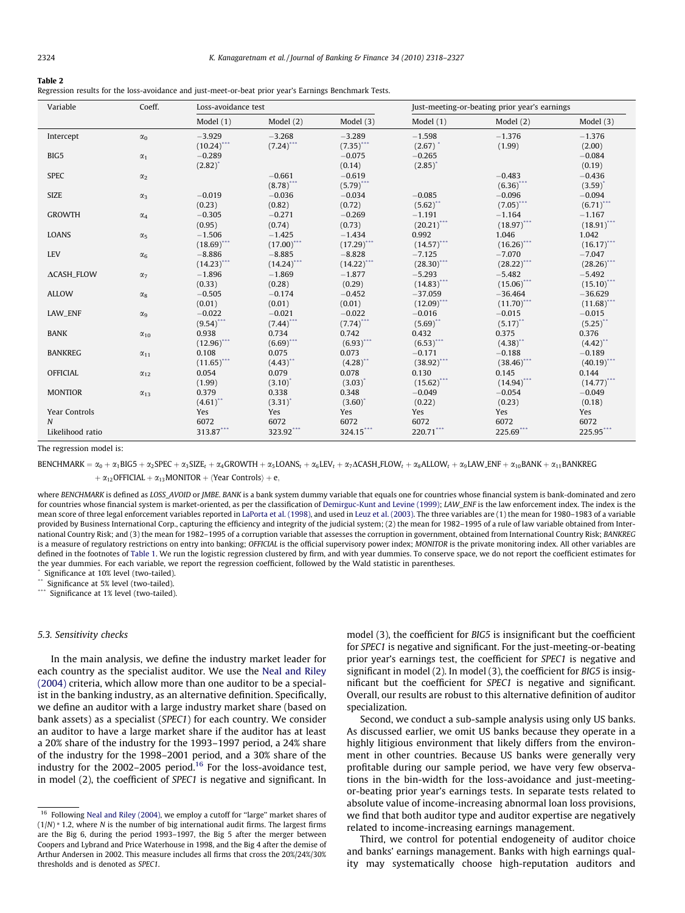**Table 2**
Regression results for the loss-avoidance and just-meet-or-beat prior year's Earnings Benchmark Tests.

| Variable | Coeff. | Loss-avoidance test | | | Just-meeting-or-beating prior year's earnings | | |
|---|---|---|---|---|---|---|---|
| | | Model (1) | Model (2) | Model (3) | Model (1) | Model (2) | Model (3) |
| Intercept | $\alpha_0$ | −3.929 (10.24)*** | −3.268 (7.24)*** | −3.289 (7.35)*** | −1.598 (2.67)* | −1.376 (1.99) | −1.376 (2.00) |
| BIG5 | $\alpha_1$ | −0.289 (2.82)* | | −0.075 (0.14) | −0.265 (2.85)* | | −0.084 (0.19) |
| SPEC | $\alpha_2$ | | −0.661 (8.78)*** | −0.619 (5.79)*** | | −0.483 (6.36)*** | −0.436 (3.59)* |
| SIZE | $\alpha_3$ | −0.019 (0.23) | −0.036 (0.82) | −0.034 (0.72) | −0.085 (5.62)** | −0.096 (7.05)*** | −0.094 (6.71)*** |
| GROWTH | $\alpha_4$ | −0.305 (0.95) | −0.271 (0.74) | −0.269 (0.73) | −1.191 (20.21)*** | −1.164 (18.97)*** | −1.167 (18.91)*** |
| LOANS | $\alpha_5$ | −1.506 (18.69)*** | −1.425 (17.00)*** | −1.434 (17.29)*** | 0.992 (14.57)*** | 1.046 (16.26)*** | 1.042 (16.17)*** |
| LEV | $\alpha_6$ | −8.886 (14.23)*** | −8.885 (14.24)*** | −8.828 (14.22)*** | −7.125 (28.30)*** | −7.070 (28.22)*** | −7.047 (28.26)*** |
| ΔCASH_FLOW | $\alpha_7$ | −1.896 (0.33) | −1.869 (0.28) | −1.877 (0.29) | −5.293 (14.83)*** | −5.482 (15.06)*** | −5.492 (15.10)*** |
| ALLOW | $\alpha_8$ | −0.505 (0.01) | −0.174 (0.01) | −0.452 (0.01) | −37.059 (12.09)*** | −36.464 (11.70)*** | −36.629 (11.68)*** |
| LAW_ENF | $\alpha_9$ | −0.022 (9.54)*** | −0.021 (7.44)*** | −0.022 (7.74)*** | −0.016 (5.69)** | −0.015 (5.17)** | −0.015 (5.25)** |
| BANK | $\alpha_{10}$ | 0.938 (12.96)*** | 0.734 (6.69)*** | 0.742 (6.93)*** | 0.432 (6.53)*** | 0.375 (4.38)** | 0.376 (4.42)** |
| BANKREG | $\alpha_{11}$ | 0.108 (11.65)*** | 0.075 (4.43)** | 0.073 (4.28)** | −0.171 (38.92)*** | −0.188 (38.46)*** | −0.189 (40.19)*** |
| OFFICIAL | $\alpha_{12}$ | 0.054 (1.99) | 0.079 (3.10)* | 0.078 (3.03)* | 0.130 (15.62)*** | 0.145 (14.94)*** | 0.144 (14.77)*** |
| MONTIOR | $\alpha_{13}$ | 0.379 (4.61)** | 0.338 (3.31)* | 0.348 (3.60)* | −0.049 (0.22) | −0.054 (0.23) | −0.049 (0.18) |
| Year Controls | | Yes | Yes | Yes | Yes | Yes | Yes |
| N | | 6072 | 6072 | 6072 | 6072 | 6072 | 6072 |
| Likelihood ratio | | 313.87*** | 323.92*** | 324.15*** | 220.71*** | 225.69*** | 225.95*** |

The regression model is:

$$\text{BENCHMARK} = \alpha_0 + \alpha_1\text{BIG5} + \alpha_2\text{SPEC} + \alpha_3\text{SIZE}_t + \alpha_4\text{GROWTH} + \alpha_5\text{LOANS}_t + \alpha_6\text{LEV}_t + \alpha_7\Delta\text{CASH\_FLOW}_t + \alpha_8\text{ALLOW}_t + \alpha_9\text{LAW\_ENF} + \alpha_{10}\text{BANK} + \alpha_{11}\text{BANKREG} + \alpha_{12}\text{OFFICIAL} + \alpha_{13}\text{MONITOR} + \langle\text{Year Controls}\rangle + e,$$

where *BENCHMARK* is defined as *LOSS_AVOID* or *JMBE*. *BANK* is a bank system dummy variable that equals one for countries whose financial system is bank-dominated and zero for countries whose financial system is market-oriented, as per the classification of Demirguc-Kunt and Levine (1999); *LAW_ENF* is the law enforcement index. The index is the mean score of three legal enforcement variables reported in LaPorta et al. (1998), and used in Leuz et al. (2003). The three variables are (1) the mean for 1980–1983 of a variable provided by Business International Corp., capturing the efficiency and integrity of the judicial system; (2) the mean for 1982–1995 of a rule of law variable obtained from International Country Risk; and (3) the mean for 1982–1995 of a corruption variable that assesses the corruption in government, obtained from International Country Risk; *BANKREG* is a measure of regulatory restrictions on entry into banking; *OFFICIAL* is the official supervisory power index; *MONITOR* is the private monitoring index. All other variables are defined in the footnotes of Table 1. We run the logistic regression clustered by firm, and with year dummies. To conserve space, we do not report the coefficient estimates for the year dummies. For each variable, we report the regression coefficient, followed by the Wald statistic in parentheses.

\* Significance at 10% level (two-tailed).
\*\* Significance at 5% level (two-tailed).
\*\*\* Significance at 1% level (two-tailed).

### 5.3. Sensitivity checks

In the main analysis, we define the industry market leader for each country as the specialist auditor. We use the Neal and Riley (2004) criteria, which allow more than one auditor to be a specialist in the banking industry, as an alternative definition. Specifically, we define an auditor with a large industry market share (based on bank assets) as a specialist (*SPEC1*) for each country. We consider an auditor to have a large market share if the auditor has at least a 20% share of the industry for the 1993–1997 period, a 24% share of the industry for the 1998–2001 period, and a 30% share of the industry for the 2002–2005 period.[16] For the loss-avoidance test, in model (2), the coefficient of *SPEC1* is negative and significant. In model (3), the coefficient for *BIG5* is insignificant but the coefficient for *SPEC1* is negative and significant. For the just-meeting-or-beating prior year's earnings test, the coefficient for *SPEC1* is negative and significant in model (2). In model (3), the coefficient for *BIG5* is insignificant but the coefficient for *SPEC1* is negative and significant. Overall, our results are robust to this alternative definition of auditor specialization.

Second, we conduct a sub-sample analysis using only US banks. As discussed earlier, we omit US banks because they operate in a highly litigious environment that likely differs from the environment in other countries. Because US banks were generally very profitable during our sample period, we have very few observations in the bin-width for the loss-avoidance and just-meeting-or-beating prior year's earnings tests. In separate tests related to absolute value of income-increasing abnormal loan loss provisions, we find that both auditor type and auditor expertise are negatively related to income-increasing earnings management.

Third, we control for potential endogeneity of auditor choice and banks' earnings management. Banks with high earnings quality may systematically choose high-reputation auditors and

[16] Following Neal and Riley (2004), we employ a cutoff for "large" market shares of $(1/N) * 1.2$, where $N$ is the number of big international audit firms. The largest firms are the Big 6, during the period 1993–1997, the Big 5 after the merger between Coopers and Lybrand and Price Waterhouse in 1998, and the Big 4 after the demise of Arthur Andersen in 2002. This measure includes all firms that cross the 20%/24%/30% thresholds and is denoted as *SPEC1*.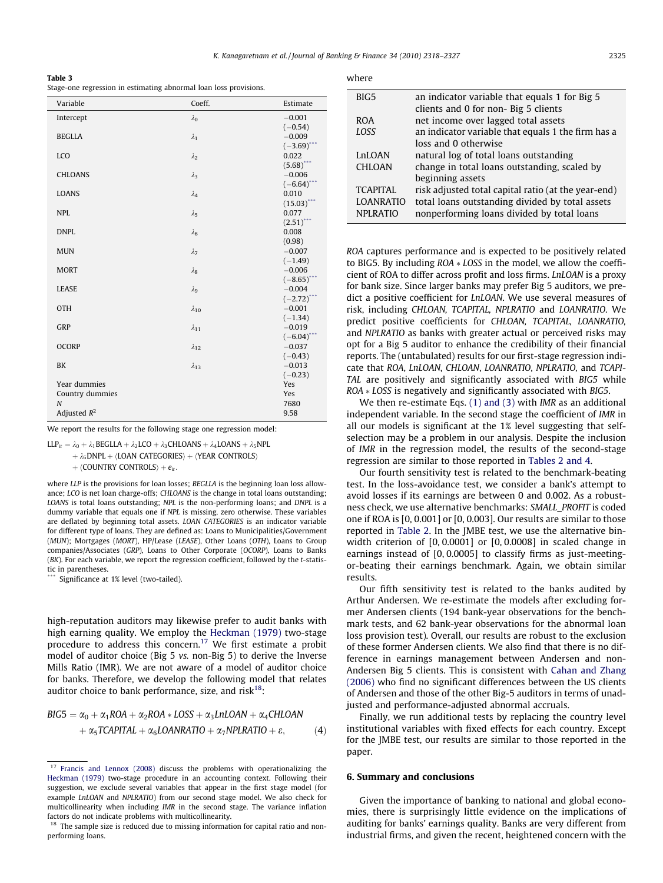**Table 3**
Stage-one regression in estimating abnormal loan loss provisions.

| Variable | Coeff. | Estimate |
|---|---|---|
| Intercept | $\lambda_0$ | −0.001 (−0.54) |
| BEGLLA | $\lambda_1$ | −0.009 (−3.69)*** |
| LCO | $\lambda_2$ | 0.022 (5.68)*** |
| CHLOANS | $\lambda_3$ | −0.006 (−6.64)*** |
| LOANS | $\lambda_4$ | 0.010 (15.03)*** |
| NPL | $\lambda_5$ | 0.077 (2.51)*** |
| DNPL | $\lambda_6$ | 0.008 (0.98) |
| MUN | $\lambda_7$ | −0.007 (−1.49) |
| MORT | $\lambda_8$ | −0.006 (−8.65)*** |
| LEASE | $\lambda_9$ | −0.004 (−2.72)*** |
| OTH | $\lambda_{10}$ | −0.001 (−1.34) |
| GRP | $\lambda_{11}$ | −0.019 (−6.04)*** |
| OCORP | $\lambda_{12}$ | −0.037 (−0.43) |
| BK | $\lambda_{13}$ | −0.013 (−0.23) |
| Year dummies | | Yes |
| Country dummies | | Yes |
| *N* | | 7680 |
| Adjusted $R^2$ | | 9.58 |

We report the results for the following stage one regression model:

$$LLP_{it} = \lambda_0 + \lambda_1 BEGLLA + \lambda_2 LCO + \lambda_3 CHLOANS + \lambda_4 LOANS + \lambda_5 NPL + \lambda_6 DNPL + \langle LOAN\ CATEGORIES \rangle + \langle YEAR\ CONTROLS \rangle + \langle COUNTRY\ CONTROLS \rangle + e_{it}.$$

where *LLP* is the provisions for loan losses; *BEGLLA* is the beginning loan loss allowance; *LCO* is net loan charge-offs; *CHLOANS* is the change in total loans outstanding; *LOANS* is total loans outstanding; *NPL* is the non-performing loans; and *DNPL* is a dummy variable that equals one if *NPL* is missing, zero otherwise. These variables are deflated by beginning total assets. *LOAN CATEGORIES* is an indicator variable for different type of loans. They are defined as: Loans to Municipalities/Government (*MUN*); Mortgages (*MORT*), HP/Lease (*LEASE*), Other Loans (*OTH*), Loans to Group companies/Associates (*GRP*), Loans to Other Corporate (*OCORP*), Loans to Banks (*BK*). For each variable, we report the regression coefficient, followed by the *t*-statistic in parentheses.

*** Significance at 1% level (two-tailed).

high-reputation auditors may likewise prefer to audit banks with high earning quality. We employ the Heckman (1979) two-stage procedure to address this concern.[17] We first estimate a probit model of auditor choice (Big 5 *vs.* non-Big 5) to derive the Inverse Mills Ratio (IMR). We are not aware of a model of auditor choice for banks. Therefore, we develop the following model that relates auditor choice to bank performance, size, and risk[18]:

$$BIG5 = \alpha_0 + \alpha_1 ROA + \alpha_2 ROA * LOSS + \alpha_3 LnLOAN + \alpha_4 CHLOAN + \alpha_5 TCAPITAL + \alpha_6 LOANRATIO + \alpha_7 NPLRATIO + \varepsilon, \quad (4)$$

where

| | |
|---|---|
| BIG5 | an indicator variable that equals 1 for Big 5 clients and 0 for non- Big 5 clients |
| ROA | net income over lagged total assets |
| *LOSS* | an indicator variable that equals 1 the firm has a loss and 0 otherwise |
| LnLOAN | natural log of total loans outstanding |
| CHLOAN | change in total loans outstanding, scaled by beginning assets |
| TCAPITAL | risk adjusted total capital ratio (at the year-end) |
| LOANRATIO | total loans outstanding divided by total assets |
| NPLRATIO | nonperforming loans divided by total loans |

*ROA* captures performance and is expected to be positively related to BIG5. By including *ROA * LOSS* in the model, we allow the coefficient of ROA to differ across profit and loss firms. *LnLOAN* is a proxy for bank size. Since larger banks may prefer Big 5 auditors, we predict a positive coefficient for *LnLOAN*. We use several measures of risk, including *CHLOAN, TCAPITAL, NPLRATIO* and *LOANRATIO*. We predict positive coefficients for *CHLOAN, TCAPITAL, LOANRATIO,* and *NPLRATIO* as banks with greater actual or perceived risks may opt for a Big 5 auditor to enhance the credibility of their financial reports. The (untabulated) results for our first-stage regression indicate that *ROA, LnLOAN, CHLOAN, LOANRATIO, NPLRATIO,* and *TCAPITAL* are positively and significantly associated with *BIG5* while *ROA * LOSS* is negatively and significantly associated with *BIG5*.

We then re-estimate Eqs. (1) and (3) with *IMR* as an additional independent variable. In the second stage the coefficient of *IMR* in all our models is significant at the 1% level suggesting that self-selection may be a problem in our analysis. Despite the inclusion of *IMR* in the regression model, the results of the second-stage regression are similar to those reported in Tables 2 and 4.

Our fourth sensitivity test is related to the benchmark-beating test. In the loss-avoidance test, we consider a bank's attempt to avoid losses if its earnings are between 0 and 0.002. As a robustness check, we use alternative benchmarks: *SMALL_PROFIT* is coded one if ROA is [0, 0.001] or [0, 0.003]. Our results are similar to those reported in Table 2. In the JMBE test, we use the alternative bin-width criterion of [0, 0.0001] or [0, 0.0008] in scaled change in earnings instead of [0, 0.0005] to classify firms as just-meeting-or-beating their earnings benchmark. Again, we obtain similar results.

Our fifth sensitivity test is related to the banks audited by Arthur Andersen. We re-estimate the models after excluding former Andersen clients (194 bank-year observations for the benchmark tests, and 62 bank-year observations for the abnormal loan loss provision test). Overall, our results are robust to the exclusion of these former Andersen clients. We also find that there is no difference in earnings management between Andersen and non-Andersen Big 5 clients. This is consistent with Cahan and Zhang (2006) who find no significant differences between the US clients of Andersen and those of the other Big-5 auditors in terms of unadjusted and performance-adjusted abnormal accruals.

Finally, we run additional tests by replacing the country level institutional variables with fixed effects for each country. Except for the JMBE test, our results are similar to those reported in the paper.

## 6. Summary and conclusions

Given the importance of banking to national and global economies, there is surprisingly little evidence on the implications of auditing for banks' earnings quality. Banks are very different from industrial firms, and given the recent, heightened concern with the

[17] Francis and Lennox (2008) discuss the problems with operationalizing the Heckman (1979) two-stage procedure in an accounting context. Following their suggestion, we exclude several variables that appear in the first stage model (for example *LnLOAN* and *NPLRATIO*) from our second stage model. We also check for multicollinearity when including *IMR* in the second stage. The variance inflation factors do not indicate problems with multicollinearity.

[18] The sample size is reduced due to missing information for capital ratio and non-performing loans.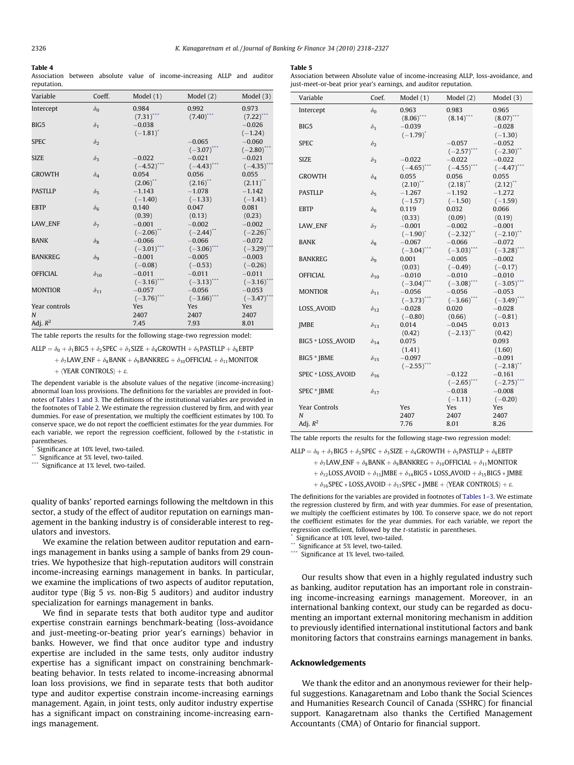**Table 4**
Association between absolute value of income-increasing ALLP and auditor reputation.

| Variable | Coeff. | Model (1) | Model (2) | Model (3) |
|---|---|---|---|---|
| Intercept | $\delta_0$ | 0.984 | 0.992 | 0.973 |
| | | $(7.31)^{***}$ | $(7.40)^{***}$ | $(7.22)^{***}$ |
| BIG5 | $\delta_1$ | −0.038 | | −0.026 |
| | | $(-1.81)^{*}$ | | (−1.24) |
| SPEC | $\delta_2$ | | −0.065 | −0.060 |
| | | | $(-3.07)^{***}$ | $(-2.80)^{***}$ |
| SIZE | $\delta_3$ | −0.022 | −0.021 | −0.021 |
| | | $(-4.52)^{***}$ | $(-4.43)^{***}$ | $(-4.35)^{***}$ |
| GROWTH | $\delta_4$ | 0.054 | 0.056 | 0.055 |
| | | $(2.06)^{**}$ | $(2.16)^{**}$ | $(2.11)^{**}$ |
| PASTLLP | $\delta_5$ | −1.143 | −1.078 | −1.142 |
| | | (−1.40) | (−1.33) | (−1.41) |
| EBTP | $\delta_6$ | 0.140 | 0.047 | 0.081 |
| | | (0.39) | (0.13) | (0.23) |
| LAW_ENF | $\delta_7$ | −0.001 | −0.002 | −0.002 |
| | | $(-2.06)^{**}$ | $(-2.44)^{**}$ | $(-2.26)^{**}$ |
| BANK | $\delta_8$ | −0.066 | −0.066 | −0.072 |
| | | $(-3.01)^{***}$ | $(-3.06)^{***}$ | $(-3.29)^{***}$ |
| BANKREG | $\delta_9$ | −0.001 | −0.005 | −0.003 |
| | | (−0.08) | (−0.53) | (−0.26) |
| OFFICIAL | $\delta_{10}$ | −0.011 | −0.011 | −0.011 |
| | | $(-3.16)^{***}$ | $(-3.13)^{***}$ | $(-3.16)^{***}$ |
| MONTIOR | $\delta_{11}$ | −0.057 | −0.056 | −0.053 |
| | | $(-3.76)^{***}$ | $(-3.66)^{***}$ | $(-3.47)^{***}$ |
| Year controls | | Yes | Yes | Yes |
| $N$ | | 2407 | 2407 | 2407 |
| Adj. $R^2$ | | 7.45 | 7.93 | 8.01 |

The table reports the results for the following stage-two regression model:

$$\text{ALLP} = \delta_0 + \delta_1\text{BIG5} + \delta_2\text{SPEC} + \delta_3\text{SIZE} + \delta_4\text{GROWTH} + \delta_5\text{PASTLLP} + \delta_6\text{EBTP} + \delta_7\text{LAW\_ENF} + \delta_8\text{BANK} + \delta_9\text{BANKREG} + \delta_{10}\text{OFFICIAL} + \delta_{11}\text{MONITOR} + \langle\text{YEAR CONTROLS}\rangle + \varepsilon.$$

The dependent variable is the absolute values of the negative (income-increasing) abnormal loan loss provisions. The definitions for the variables are provided in footnotes of Tables 1 and 3. The definitions of the institutional variables are provided in the footnotes of Table 2. We estimate the regression clustered by firm, and with year dummies. For ease of presentation, we multiply the coefficient estimates by 100. To conserve space, we do not report the coefficient estimates for the year dummies. For each variable, we report the regression coefficient, followed by the $t$-statistic in parentheses.

\* Significance at 10% level, two-tailed.
\*\* Significance at 5% level, two-tailed.
\*\*\* Significance at 1% level, two-tailed.

quality of banks' reported earnings following the meltdown in this sector, a study of the effect of auditor reputation on earnings management in the banking industry is of considerable interest to regulators and investors.

We examine the relation between auditor reputation and earnings management in banks using a sample of banks from 29 countries. We hypothesize that high-reputation auditors will constrain income-increasing earnings management in banks. In particular, we examine the implications of two aspects of auditor reputation, auditor type (Big 5 *vs.* non-Big 5 auditors) and auditor industry specialization for earnings management in banks.

We find in separate tests that both auditor type and auditor expertise constrain earnings benchmark-beating (loss-avoidance and just-meeting-or-beating prior year's earnings) behavior in banks. However, we find that once auditor type and industry expertise are included in the same tests, only auditor industry expertise has a significant impact on constraining benchmark-beating behavior. In tests related to income-increasing abnormal loan loss provisions, we find in separate tests that both auditor type and auditor expertise constrain income-increasing earnings management. Again, in joint tests, only auditor industry expertise has a significant impact on constraining income-increasing earnings management.

**Table 5**
Association between Absolute value of income-increasing ALLP, loss-avoidance, and just-meet-or-beat prior year's earnings, and auditor reputation.

| Variable | Coef. | Model (1) | Model (2) | Model (3) |
|---|---|---|---|---|
| Intercept | $\delta_0$ | 0.963 | 0.983 | 0.965 |
| | | $(8.06)^{***}$ | $(8.14)^{***}$ | $(8.07)^{***}$ |
| BIG5 | $\delta_1$ | −0.039 | | −0.028 |
| | | $(-1.79)^{*}$ | | (−1.30) |
| SPEC | $\delta_2$ | | −0.057 | −0.052 |
| | | | $(-2.57)^{***}$ | $(-2.30)^{**}$ |
| SIZE | $\delta_3$ | −0.022 | −0.022 | −0.022 |
| | | $(-4.65)^{***}$ | $(-4.55)^{***}$ | $(-4.47)^{***}$ |
| GROWTH | $\delta_4$ | 0.055 | 0.056 | 0.055 |
| | | $(2.10)^{**}$ | $(2.18)^{**}$ | $(2.12)^{**}$ |
| PASTLLP | $\delta_5$ | −1.267 | −1.192 | −1.272 |
| | | (−1.57) | (−1.50) | (−1.59) |
| EBTP | $\delta_6$ | 0.119 | 0.032 | 0.066 |
| | | (0.33) | (0.09) | (0.19) |
| LAW_ENF | $\delta_7$ | −0.001 | −0.002 | −0.001 |
| | | $(-1.90)^{*}$ | $(-2.32)^{**}$ | $(-2.10)^{**}$ |
| BANK | $\delta_8$ | −0.067 | −0.066 | −0.072 |
| | | $(-3.04)^{***}$ | $(-3.03)^{***}$ | $(-3.28)^{***}$ |
| BANKREG | $\delta_9$ | 0.001 | −0.005 | −0.002 |
| | | (0.03) | (−0.49) | (−0.17) |
| OFFICIAL | $\delta_{10}$ | −0.010 | −0.010 | −0.010 |
| | | $(-3.04)^{***}$ | $(-3.08)^{***}$ | $(-3.05)^{***}$ |
| MONTIOR | $\delta_{11}$ | −0.056 | −0.056 | −0.053 |
| | | $(-3.73)^{***}$ | $(-3.66)^{***}$ | $(-3.49)^{***}$ |
| LOSS_AVOID | $\delta_{12}$ | −0.028 | 0.020 | −0.028 |
| | | (−0.80) | (0.66) | (−0.81) |
| JMBE | $\delta_{13}$ | 0.014 | −0.045 | 0.013 |
| | | (0.42) | $(-2.13)^{**}$ | (0.42) |
| BIG5 * LOSS_AVOID | $\delta_{14}$ | 0.075 | | 0.093 |
| | | (1.41) | | (1.60) |
| BIG5 * JBME | $\delta_{15}$ | −0.097 | | −0.091 |
| | | $(-2.55)^{***}$ | | $(-2.18)^{**}$ |
| SPEC * LOSS_AVOID | $\delta_{16}$ | | −0.122 | −0.161 |
| | | | $(-2.65)^{***}$ | $(-2.75)^{***}$ |
| SPEC * JBME | $\delta_{17}$ | | −0.038 | −0.008 |
| | | | (−1.11) | (−0.20) |
| Year Controls | | Yes | Yes | Yes |
| $N$ | | 2407 | 2407 | 2407 |
| Adj. $R^2$ | | 7.76 | 8.01 | 8.26 |

The table reports the results for the following stage-two regression model:

$$\text{ALLP} = \delta_0 + \delta_1\text{BIG5} + \delta_2\text{SPEC} + \delta_3\text{SIZE} + \delta_4\text{GROWTH} + \delta_5\text{PASTLLP} + \delta_6\text{EBTP} + \delta_7\text{LAW\_ENF} + \delta_8\text{BANK} + \delta_9\text{BANKREG} + \delta_{10}\text{OFFICIAL} + \delta_{11}\text{MONITOR} + \delta_{12}\text{LOSS\_AVOID} + \delta_{13}\text{JMBE} + \delta_{14}\text{BIG5} * \text{LOSS\_AVOID} + \delta_{15}\text{BIG5} * \text{JMBE} + \delta_{16}\text{SPEC} * \text{LOSS\_AVOID} + \delta_{17}\text{SPEC} * \text{JMBE} + \langle\text{YEAR CONTROLS}\rangle + \varepsilon.$$

The definitions for the variables are provided in footnotes of Tables 1–3. We estimate the regression clustered by firm, and with year dummies. For ease of presentation, we multiply the coefficient estimates by 100. To conserve space, we do not report the coefficient estimates for the year dummies. For each variable, we report the regression coefficient, followed by the $t$-statistic in parentheses.

\* Significance at 10% level, two-tailed.
\*\* Significance at 5% level, two-tailed.
\*\*\* Significance at 1% level, two-tailed.

Our results show that even in a highly regulated industry such as banking, auditor reputation has an important role in constraining income-increasing earnings management. Moreover, in an international banking context, our study can be regarded as documenting an important external monitoring mechanism in addition to previously identified international institutional factors and bank monitoring factors that constrains earnings management in banks.

## Acknowledgements

We thank the editor and an anonymous reviewer for their helpful suggestions. Kanagaretnam and Lobo thank the Social Sciences and Humanities Research Council of Canada (SSHRC) for financial support. Kanagaretnam also thanks the Certified Management Accountants (CMA) of Ontario for financial support.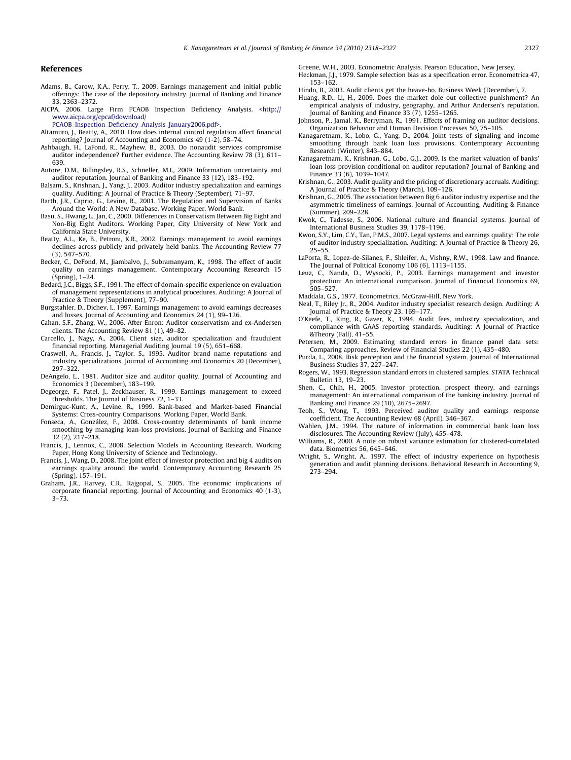## References

Adams, B., Carow, K.A., Perry, T., 2009. Earnings management and initial public offerings: The case of the depository industry. Journal of Banking and Finance 33, 2363–2372.

AICPA, 2006. Large Firm PCAOB Inspection Deficiency Analysis. <http://www.aicpa.org/cpcaf/download/PCAOB_Inspection_Deficiency_Analysis_January2006.pdf>.

Altamuro, J., Beatty, A., 2010. How does internal control regulation affect financial reporting? Journal of Accounting and Economics 49 (1-2), 58–74.

Ashbaugh, H., LaFond, R., Mayhew, B., 2003. Do nonaudit services compromise auditor independence? Further evidence. The Accounting Review 78 (3), 611–639.

Autore, D.M., Billingsley, R.S., Schneller, M.I., 2009. Information uncertainty and auditor reputation. Journal of Banking and Finance 33 (12), 183–192.

Balsam, S., Krishnan, J., Yang, J., 2003. Auditor industry specialization and earnings quality. Auditing: A Journal of Practice & Theory (September), 71–97.

Barth, J.R., Caprio, G., Levine, R., 2001. The Regulation and Supervision of Banks Around the World: A New Database. Working Paper, World Bank.

Basu, S., Hwang, L., Jan, C., 2000. Differences in Conservatism Between Big Eight and Non-Big Eight Auditors. Working Paper, City University of New York and California State University.

Beatty, A.L., Ke, B., Petroni, K.R., 2002. Earnings management to avoid earnings declines across publicly and privately held banks. The Accounting Review 77 (3), 547–570.

Becker, C., DeFond, M., Jiambalvo, J., Subramanyam, K., 1998. The effect of audit quality on earnings management. Contemporary Accounting Research 15 (Spring), 1–24.

Bedard, J.C., Biggs, S.F., 1991. The effect of domain-specific experience on evaluation of management representations in analytical procedures. Auditing: A Journal of Practice & Theory (Supplement), 77–90.

Burgstahler, D., Dichev, I., 1997. Earnings management to avoid earnings decreases and losses. Journal of Accounting and Economics 24 (1), 99–126.

Cahan, S.F., Zhang, W., 2006. After Enron: Auditor conservatism and ex-Andersen clients. The Accounting Review 81 (1), 49–82.

Carcello, J., Nagy, A., 2004. Client size, auditor specialization and fraudulent financial reporting. Managerial Auditing Journal 19 (5), 651–668.

Craswell, A., Francis, J., Taylor, S., 1995. Auditor brand name reputations and industry specializations. Journal of Accounting and Economics 20 (December), 297–322.

DeAngelo, L., 1981. Auditor size and auditor quality. Journal of Accounting and Economics 3 (December), 183–199.

Degeorge, F., Patel, J., Zeckhauser, R., 1999. Earnings management to exceed thresholds. The Journal of Business 72, 1–33.

Demirguc-Kunt, A., Levine, R., 1999. Bank-based and Market-based Financial Systems: Cross-country Comparisons. Working Paper, World Bank.

Fonseca, A., González, F., 2008. Cross-country determinants of bank income smoothing by managing loan-loss provisions. Journal of Banking and Finance 32 (2), 217–218.

Francis, J., Lennox, C., 2008. Selection Models in Accounting Research. Working Paper, Hong Kong University of Science and Technology.

Francis, J., Wang, D., 2008. The joint effect of investor protection and big 4 audits on earnings quality around the world. Contemporary Accounting Research 25 (Spring), 157–191.

Graham, J.R., Harvey, C.R., Rajgopal, S., 2005. The economic implications of corporate financial reporting. Journal of Accounting and Economics 40 (1-3), 3–73.

Greene, W.H., 2003. Econometric Analysis. Pearson Education, New Jersey.

Heckman, J.J., 1979. Sample selection bias as a specification error. Econometrica 47, 153–162.

Hindo, B., 2003. Audit clients get the heave-ho. Business Week (December), 7.

Huang, R.D., Li, H., 2009. Does the market dole out collective punishment? An empirical analysis of industry, geography, and Arthur Andersen's reputation. Journal of Banking and Finance 33 (7), 1255–1265.

Johnson, P., Jamal, K., Berryman, R., 1991. Effects of framing on auditor decisions. Organization Behavior and Human Decision Processes 50, 75–105.

Kanagaretnam, K., Lobo, G., Yang, D., 2004. Joint tests of signaling and income smoothing through bank loan loss provisions. Contemporary Accounting Research (Winter), 843–884.

Kanagaretnam, K., Krishnan, G., Lobo, G.J., 2009. Is the market valuation of banks' loan loss provision conditional on auditor reputation? Journal of Banking and Finance 33 (6), 1039–1047.

Krishnan, G., 2003. Audit quality and the pricing of discretionary accruals. Auditing: A Journal of Practice & Theory (March), 109–126.

Krishnan, G., 2005. The association between Big 6 auditor industry expertise and the asymmetric timeliness of earnings. Journal of Accounting, Auditing & Finance (Summer), 209–228.

Kwok, C., Tadesse, S., 2006. National culture and financial systems. Journal of International Business Studies 39, 1178–1196.

Kwon, S.Y., Lim, C.Y., Tan, P.M.S., 2007. Legal systems and earnings quality: The role of auditor industry specialization. Auditing: A Journal of Practice & Theory 26, 25–55.

LaPorta, R., Lopez-de-Silanes, F., Shleifer, A., Vishny, R.W., 1998. Law and finance. The Journal of Political Economy 106 (6), 1113–1155.

Leuz, C., Nanda, D., Wysocki, P., 2003. Earnings management and investor protection: An international comparison. Journal of Financial Economics 69, 505–527.

Maddala, G.S., 1977. Econometrics. McGraw-Hill, New York.

Neal, T., Riley Jr., R., 2004. Auditor industry specialist research design. Auditing: A Journal of Practice & Theory 23, 169–177.

O'Keefe, T., King, R., Gaver, K., 1994. Audit fees, industry specialization, and compliance with GAAS reporting standards. Auditing: A Journal of Practice &Theory (Fall), 41–55.

Petersen, M., 2009. Estimating standard errors in finance panel data sets: Comparing approaches. Review of Financial Studies 22 (1), 435–480.

Purda, L., 2008. Risk perception and the financial system. Journal of International Business Studies 37, 227–247.

Rogers, W., 1993. Regression standard errors in clustered samples. STATA Technical Bulletin 13, 19–23.

Shen, C., Chih, H., 2005. Investor protection, prospect theory, and earnings management: An international comparison of the banking industry. Journal of Banking and Finance 29 (10), 2675–2697.

Teoh, S., Wong, T., 1993. Perceived auditor quality and earnings response coefficient. The Accounting Review 68 (April), 346–367.

Wahlen, J.M., 1994. The nature of information in commercial bank loan loss disclosures. The Accounting Review (July), 455–478.

Williams, R., 2000. A note on robust variance estimation for clustered-correlated data. Biometrics 56, 645–646.

Wright, S., Wright, A., 1997. The effect of industry experience on hypothesis generation and audit planning decisions. Behavioral Research in Accounting 9, 273–294.